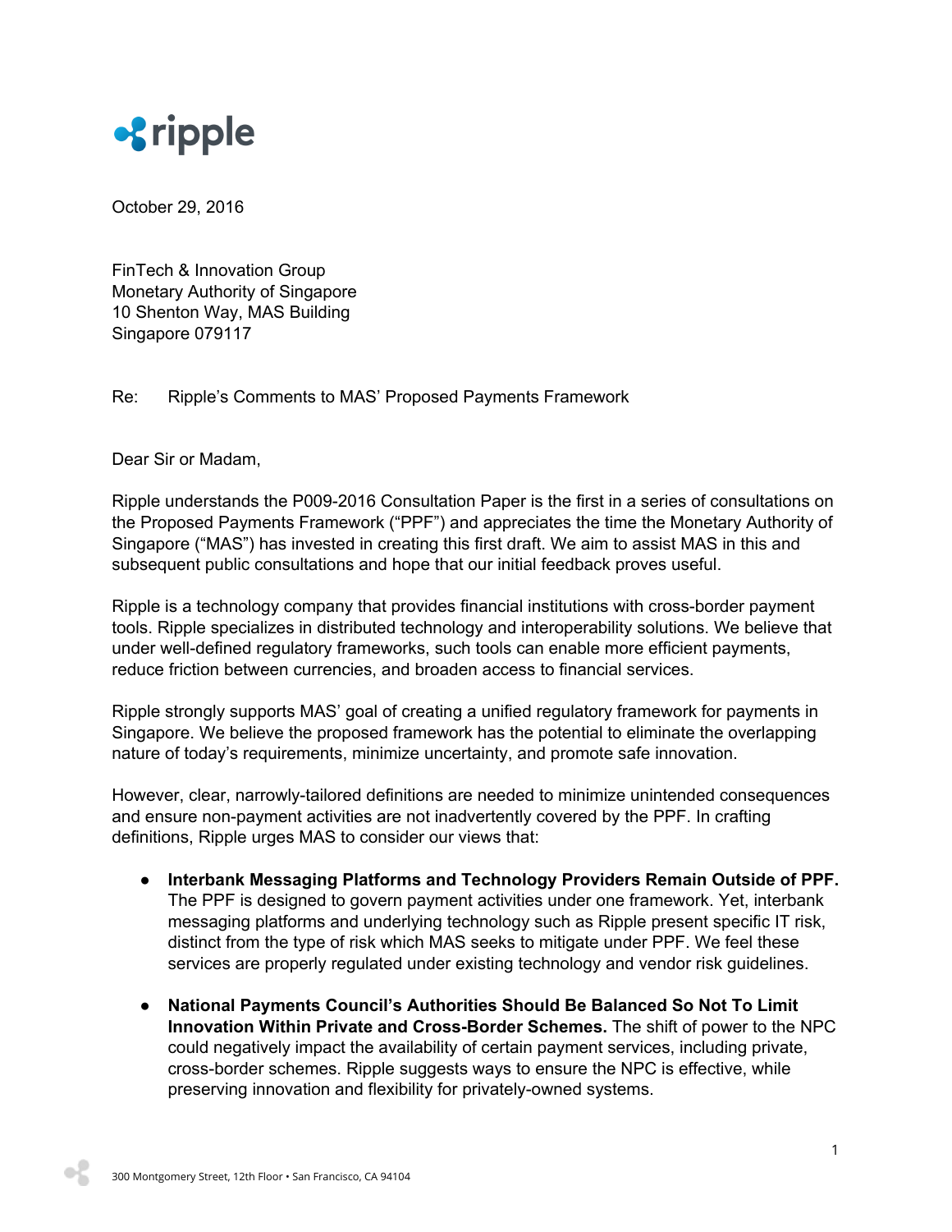October 29, 2016

FinTech & Innovation Group
Monetary Authority of Singapore
10 Shenton Way, MAS Building
Singapore 079117

Re: Ripple's Comments to MAS' Proposed Payments Framework

Dear Sir or Madam,

Ripple understands the P009-2016 Consultation Paper is the first in a series of consultations on the Proposed Payments Framework ("PPF") and appreciates the time the Monetary Authority of Singapore ("MAS") has invested in creating this first draft. We aim to assist MAS in this and subsequent public consultations and hope that our initial feedback proves useful.

Ripple is a technology company that provides financial institutions with cross-border payment tools. Ripple specializes in distributed technology and interoperability solutions. We believe that under well-defined regulatory frameworks, such tools can enable more efficient payments, reduce friction between currencies, and broaden access to financial services.

Ripple strongly supports MAS' goal of creating a unified regulatory framework for payments in Singapore. We believe the proposed framework has the potential to eliminate the overlapping nature of today's requirements, minimize uncertainty, and promote safe innovation.

However, clear, narrowly-tailored definitions are needed to minimize unintended consequences and ensure non-payment activities are not inadvertently covered by the PPF. In crafting definitions, Ripple urges MAS to consider our views that:

- **Interbank Messaging Platforms and Technology Providers Remain Outside of PPF.** The PPF is designed to govern payment activities under one framework. Yet, interbank messaging platforms and underlying technology such as Ripple present specific IT risk, distinct from the type of risk which MAS seeks to mitigate under PPF. We feel these services are properly regulated under existing technology and vendor risk guidelines.

- **National Payments Council's Authorities Should Be Balanced So Not To Limit Innovation Within Private and Cross-Border Schemes.** The shift of power to the NPC could negatively impact the availability of certain payment services, including private, cross-border schemes. Ripple suggests ways to ensure the NPC is effective, while preserving innovation and flexibility for privately-owned systems.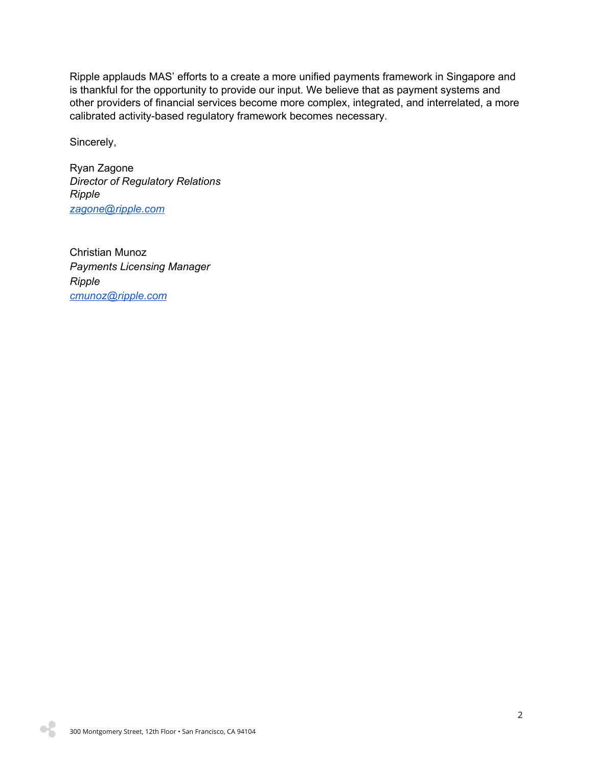Ripple applauds MAS' efforts to a create a more unified payments framework in Singapore and is thankful for the opportunity to provide our input. We believe that as payment systems and other providers of financial services become more complex, integrated, and interrelated, a more calibrated activity-based regulatory framework becomes necessary.

Sincerely,

Ryan Zagone
*Director of Regulatory Relations*
*Ripple*
[zagone@ripple.com](mailto:zagone@ripple.com)

Christian Munoz
*Payments Licensing Manager*
*Ripple*
[cmunoz@ripple.com](mailto:cmunoz@ripple.com)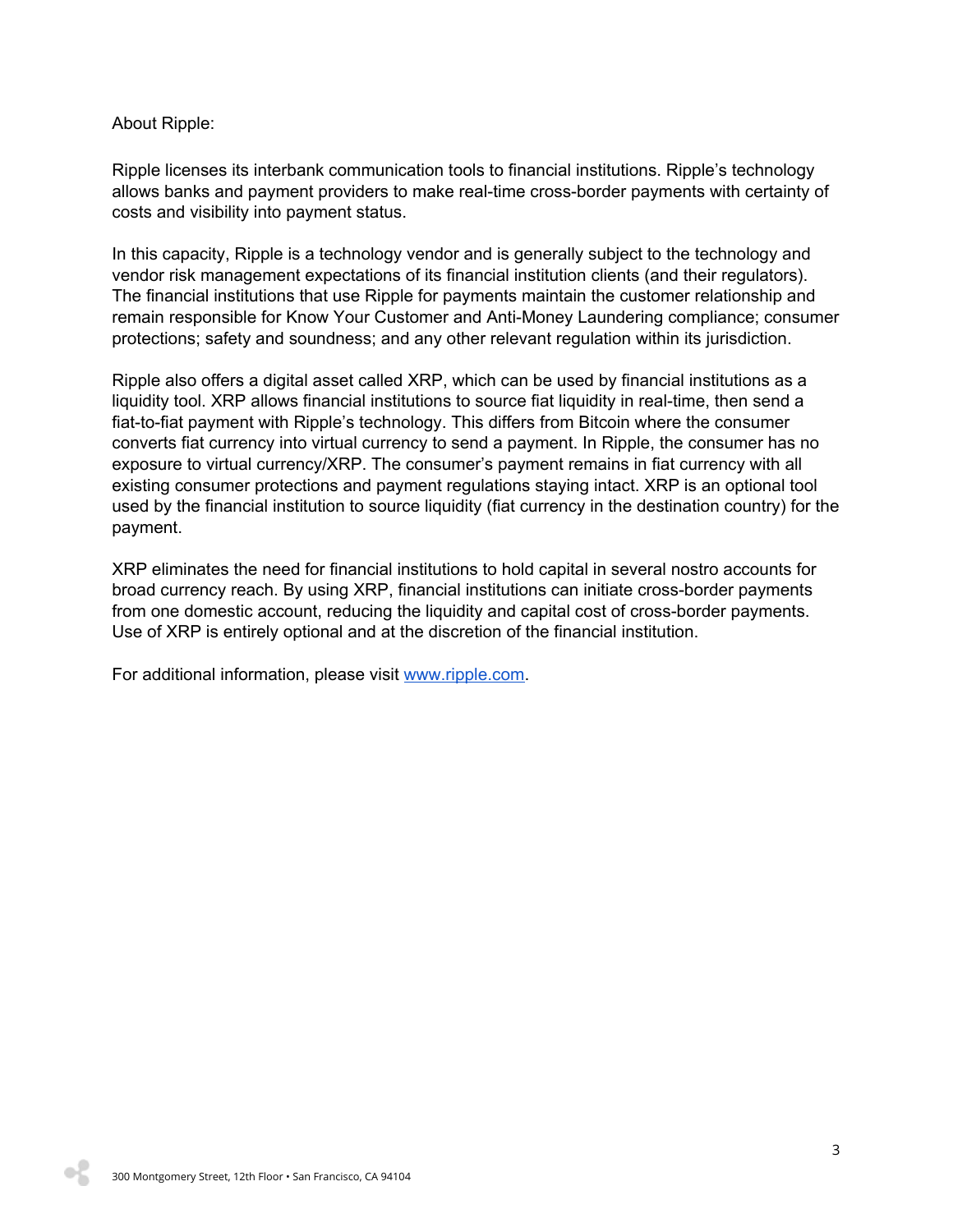About Ripple:

Ripple licenses its interbank communication tools to financial institutions. Ripple's technology allows banks and payment providers to make real-time cross-border payments with certainty of costs and visibility into payment status.

In this capacity, Ripple is a technology vendor and is generally subject to the technology and vendor risk management expectations of its financial institution clients (and their regulators). The financial institutions that use Ripple for payments maintain the customer relationship and remain responsible for Know Your Customer and Anti-Money Laundering compliance; consumer protections; safety and soundness; and any other relevant regulation within its jurisdiction.

Ripple also offers a digital asset called XRP, which can be used by financial institutions as a liquidity tool. XRP allows financial institutions to source fiat liquidity in real-time, then send a fiat-to-fiat payment with Ripple's technology. This differs from Bitcoin where the consumer converts fiat currency into virtual currency to send a payment. In Ripple, the consumer has no exposure to virtual currency/XRP. The consumer's payment remains in fiat currency with all existing consumer protections and payment regulations staying intact. XRP is an optional tool used by the financial institution to source liquidity (fiat currency in the destination country) for the payment.

XRP eliminates the need for financial institutions to hold capital in several nostro accounts for broad currency reach. By using XRP, financial institutions can initiate cross-border payments from one domestic account, reducing the liquidity and capital cost of cross-border payments. Use of XRP is entirely optional and at the discretion of the financial institution.

For additional information, please visit [www.ripple.com](http://www.ripple.com).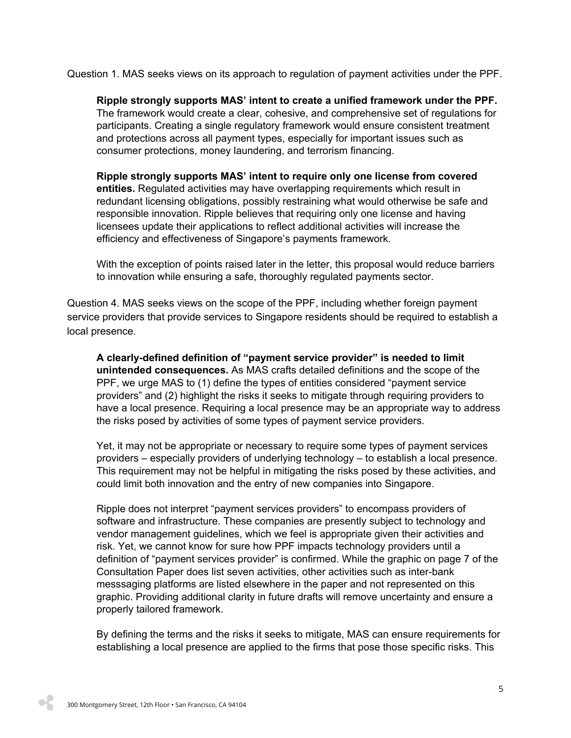Question 1. MAS seeks views on its approach to regulation of payment activities under the PPF.

**Ripple strongly supports MAS' intent to create a unified framework under the PPF.** The framework would create a clear, cohesive, and comprehensive set of regulations for participants. Creating a single regulatory framework would ensure consistent treatment and protections across all payment types, especially for important issues such as consumer protections, money laundering, and terrorism financing.

**Ripple strongly supports MAS' intent to require only one license from covered entities.** Regulated activities may have overlapping requirements which result in redundant licensing obligations, possibly restraining what would otherwise be safe and responsible innovation. Ripple believes that requiring only one license and having licensees update their applications to reflect additional activities will increase the efficiency and effectiveness of Singapore's payments framework.

With the exception of points raised later in the letter, this proposal would reduce barriers to innovation while ensuring a safe, thoroughly regulated payments sector.

Question 4. MAS seeks views on the scope of the PPF, including whether foreign payment service providers that provide services to Singapore residents should be required to establish a local presence.

**A clearly-defined definition of "payment service provider" is needed to limit unintended consequences.** As MAS crafts detailed definitions and the scope of the PPF, we urge MAS to (1) define the types of entities considered "payment service providers" and (2) highlight the risks it seeks to mitigate through requiring providers to have a local presence. Requiring a local presence may be an appropriate way to address the risks posed by activities of some types of payment service providers.

Yet, it may not be appropriate or necessary to require some types of payment services providers – especially providers of underlying technology – to establish a local presence. This requirement may not be helpful in mitigating the risks posed by these activities, and could limit both innovation and the entry of new companies into Singapore.

Ripple does not interpret "payment services providers" to encompass providers of software and infrastructure. These companies are presently subject to technology and vendor management guidelines, which we feel is appropriate given their activities and risk. Yet, we cannot know for sure how PPF impacts technology providers until a definition of "payment services provider" is confirmed. While the graphic on page 7 of the Consultation Paper does list seven activities, other activities such as inter-bank messsaging platforms are listed elsewhere in the paper and not represented on this graphic. Providing additional clarity in future drafts will remove uncertainty and ensure a properly tailored framework.

By defining the terms and the risks it seeks to mitigate, MAS can ensure requirements for establishing a local presence are applied to the firms that pose those specific risks. This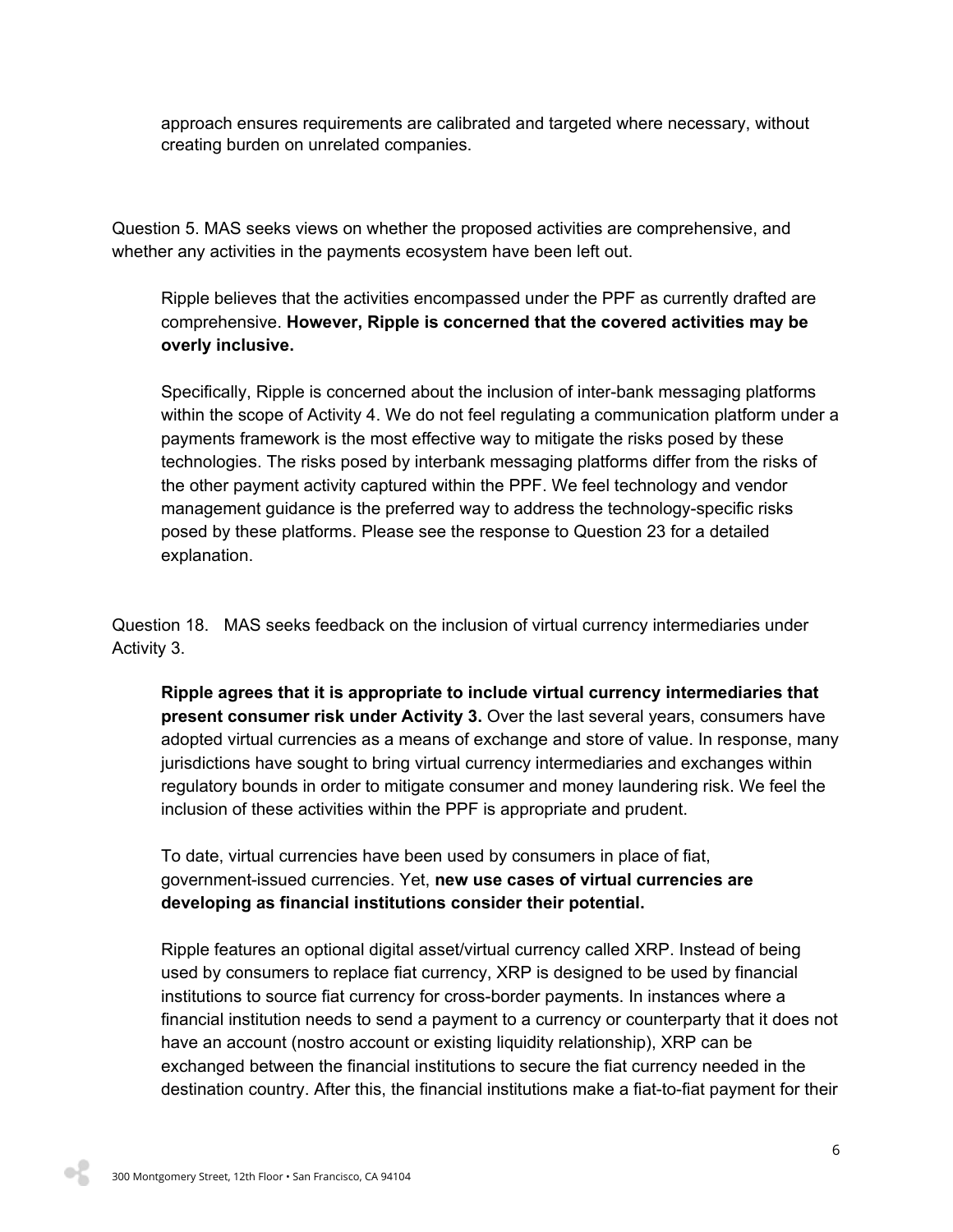approach ensures requirements are calibrated and targeted where necessary, without creating burden on unrelated companies.

Question 5. MAS seeks views on whether the proposed activities are comprehensive, and whether any activities in the payments ecosystem have been left out.

Ripple believes that the activities encompassed under the PPF as currently drafted are comprehensive. **However, Ripple is concerned that the covered activities may be overly inclusive.**

Specifically, Ripple is concerned about the inclusion of inter-bank messaging platforms within the scope of Activity 4. We do not feel regulating a communication platform under a payments framework is the most effective way to mitigate the risks posed by these technologies. The risks posed by interbank messaging platforms differ from the risks of the other payment activity captured within the PPF. We feel technology and vendor management guidance is the preferred way to address the technology-specific risks posed by these platforms. Please see the response to Question 23 for a detailed explanation.

Question 18. MAS seeks feedback on the inclusion of virtual currency intermediaries under Activity 3.

**Ripple agrees that it is appropriate to include virtual currency intermediaries that present consumer risk under Activity 3.** Over the last several years, consumers have adopted virtual currencies as a means of exchange and store of value. In response, many jurisdictions have sought to bring virtual currency intermediaries and exchanges within regulatory bounds in order to mitigate consumer and money laundering risk. We feel the inclusion of these activities within the PPF is appropriate and prudent.

To date, virtual currencies have been used by consumers in place of fiat, government-issued currencies. Yet, **new use cases of virtual currencies are developing as financial institutions consider their potential.**

Ripple features an optional digital asset/virtual currency called XRP. Instead of being used by consumers to replace fiat currency, XRP is designed to be used by financial institutions to source fiat currency for cross-border payments. In instances where a financial institution needs to send a payment to a currency or counterparty that it does not have an account (nostro account or existing liquidity relationship), XRP can be exchanged between the financial institutions to secure the fiat currency needed in the destination country. After this, the financial institutions make a fiat-to-fiat payment for their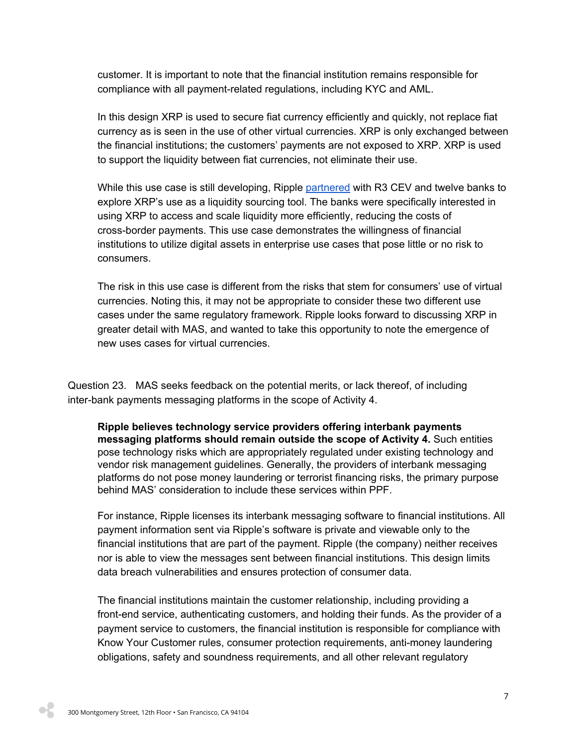customer. It is important to note that the financial institution remains responsible for compliance with all payment-related regulations, including KYC and AML.

In this design XRP is used to secure fiat currency efficiently and quickly, not replace fiat currency as is seen in the use of other virtual currencies. XRP is only exchanged between the financial institutions; the customers' payments are not exposed to XRP. XRP is used to support the liquidity between fiat currencies, not eliminate their use.

While this use case is still developing, Ripple partnered with R3 CEV and twelve banks to explore XRP's use as a liquidity sourcing tool. The banks were specifically interested in using XRP to access and scale liquidity more efficiently, reducing the costs of cross-border payments. This use case demonstrates the willingness of financial institutions to utilize digital assets in enterprise use cases that pose little or no risk to consumers.

The risk in this use case is different from the risks that stem for consumers' use of virtual currencies. Noting this, it may not be appropriate to consider these two different use cases under the same regulatory framework. Ripple looks forward to discussing XRP in greater detail with MAS, and wanted to take this opportunity to note the emergence of new uses cases for virtual currencies.

Question 23. MAS seeks feedback on the potential merits, or lack thereof, of including inter-bank payments messaging platforms in the scope of Activity 4.

**Ripple believes technology service providers offering interbank payments messaging platforms should remain outside the scope of Activity 4.** Such entities pose technology risks which are appropriately regulated under existing technology and vendor risk management guidelines. Generally, the providers of interbank messaging platforms do not pose money laundering or terrorist financing risks, the primary purpose behind MAS' consideration to include these services within PPF.

For instance, Ripple licenses its interbank messaging software to financial institutions. All payment information sent via Ripple's software is private and viewable only to the financial institutions that are part of the payment. Ripple (the company) neither receives nor is able to view the messages sent between financial institutions. This design limits data breach vulnerabilities and ensures protection of consumer data.

The financial institutions maintain the customer relationship, including providing a front-end service, authenticating customers, and holding their funds. As the provider of a payment service to customers, the financial institution is responsible for compliance with Know Your Customer rules, consumer protection requirements, anti-money laundering obligations, safety and soundness requirements, and all other relevant regulatory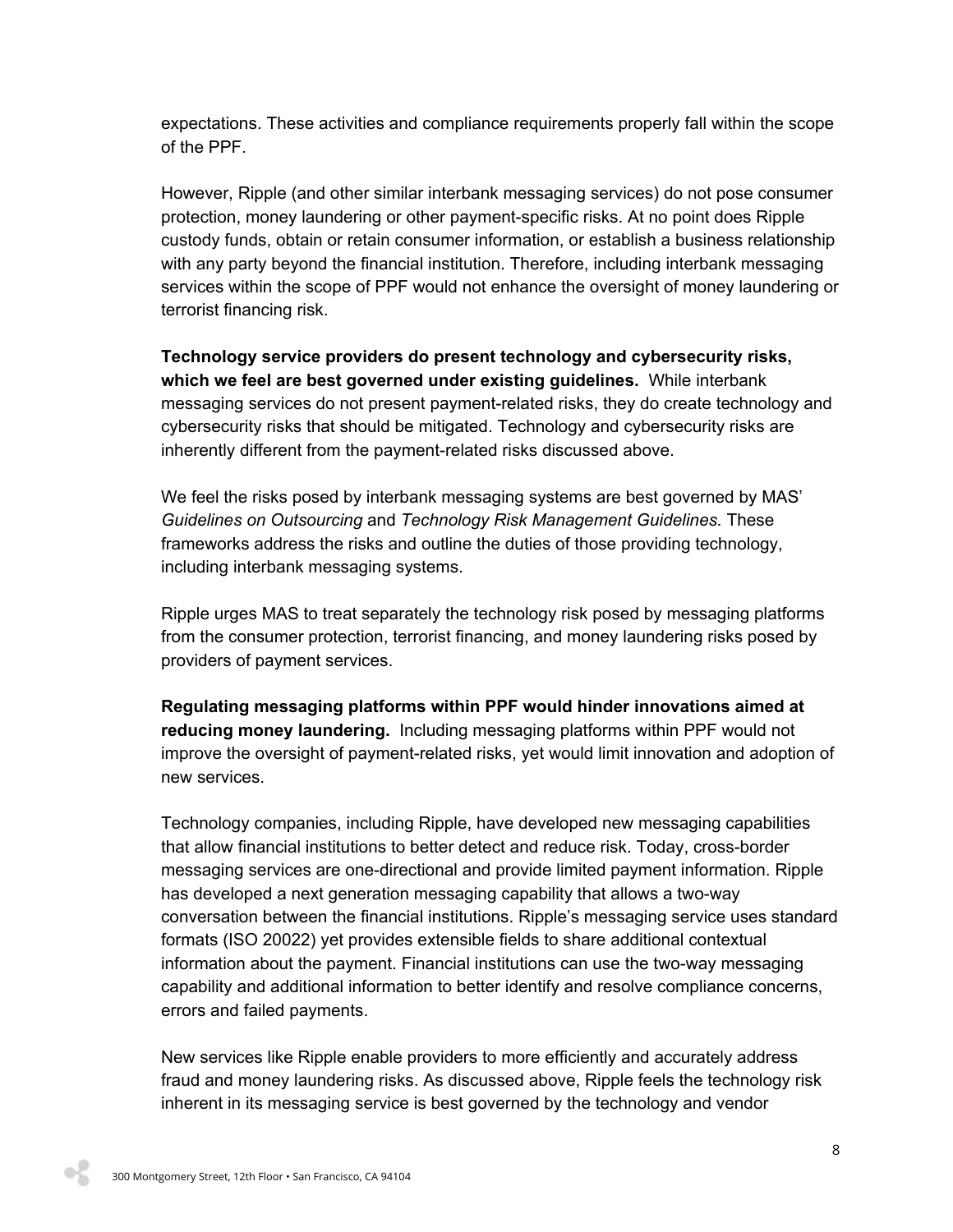expectations. These activities and compliance requirements properly fall within the scope of the PPF.

However, Ripple (and other similar interbank messaging services) do not pose consumer protection, money laundering or other payment-specific risks. At no point does Ripple custody funds, obtain or retain consumer information, or establish a business relationship with any party beyond the financial institution. Therefore, including interbank messaging services within the scope of PPF would not enhance the oversight of money laundering or terrorist financing risk.

**Technology service providers do present technology and cybersecurity risks, which we feel are best governed under existing guidelines.** While interbank messaging services do not present payment-related risks, they do create technology and cybersecurity risks that should be mitigated. Technology and cybersecurity risks are inherently different from the payment-related risks discussed above.

We feel the risks posed by interbank messaging systems are best governed by MAS' *Guidelines on Outsourcing* and *Technology Risk Management Guidelines*. These frameworks address the risks and outline the duties of those providing technology, including interbank messaging systems.

Ripple urges MAS to treat separately the technology risk posed by messaging platforms from the consumer protection, terrorist financing, and money laundering risks posed by providers of payment services.

**Regulating messaging platforms within PPF would hinder innovations aimed at reducing money laundering.** Including messaging platforms within PPF would not improve the oversight of payment-related risks, yet would limit innovation and adoption of new services.

Technology companies, including Ripple, have developed new messaging capabilities that allow financial institutions to better detect and reduce risk. Today, cross-border messaging services are one-directional and provide limited payment information. Ripple has developed a next generation messaging capability that allows a two-way conversation between the financial institutions. Ripple's messaging service uses standard formats (ISO 20022) yet provides extensible fields to share additional contextual information about the payment. Financial institutions can use the two-way messaging capability and additional information to better identify and resolve compliance concerns, errors and failed payments.

New services like Ripple enable providers to more efficiently and accurately address fraud and money laundering risks. As discussed above, Ripple feels the technology risk inherent in its messaging service is best governed by the technology and vendor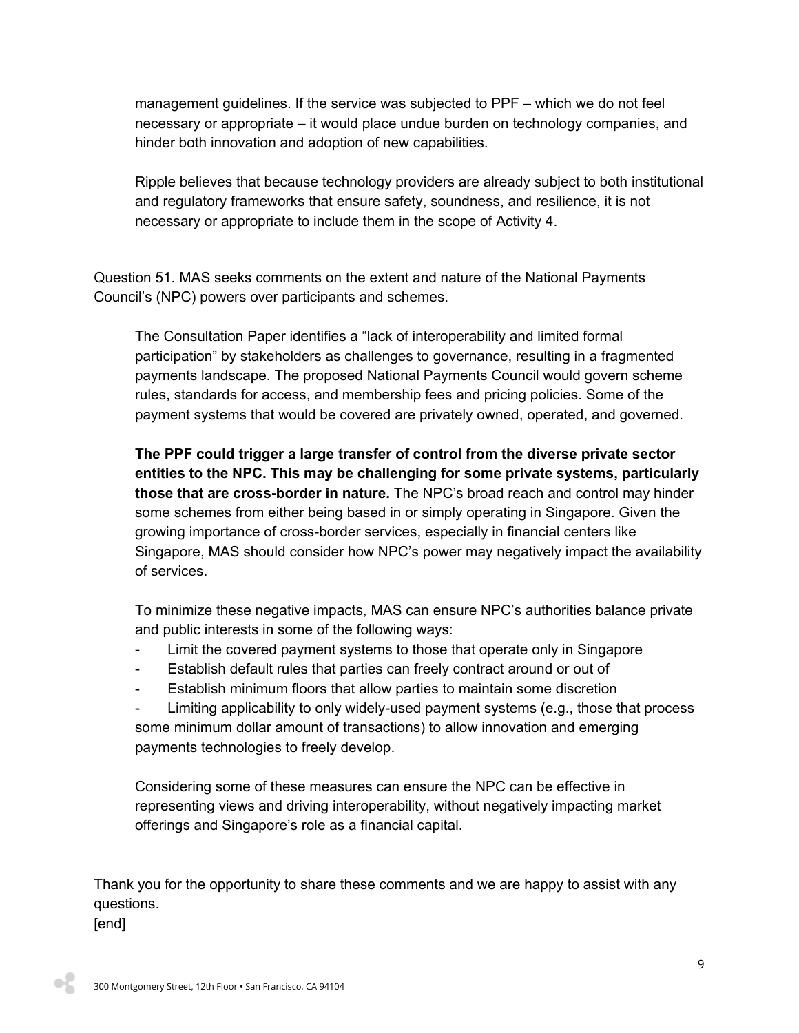management guidelines. If the service was subjected to PPF – which we do not feel necessary or appropriate – it would place undue burden on technology companies, and hinder both innovation and adoption of new capabilities.

Ripple believes that because technology providers are already subject to both institutional and regulatory frameworks that ensure safety, soundness, and resilience, it is not necessary or appropriate to include them in the scope of Activity 4.

Question 51. MAS seeks comments on the extent and nature of the National Payments Council's (NPC) powers over participants and schemes.

The Consultation Paper identifies a "lack of interoperability and limited formal participation" by stakeholders as challenges to governance, resulting in a fragmented payments landscape. The proposed National Payments Council would govern scheme rules, standards for access, and membership fees and pricing policies. Some of the payment systems that would be covered are privately owned, operated, and governed.

**The PPF could trigger a large transfer of control from the diverse private sector entities to the NPC. This may be challenging for some private systems, particularly those that are cross-border in nature.** The NPC's broad reach and control may hinder some schemes from either being based in or simply operating in Singapore. Given the growing importance of cross-border services, especially in financial centers like Singapore, MAS should consider how NPC's power may negatively impact the availability of services.

To minimize these negative impacts, MAS can ensure NPC's authorities balance private and public interests in some of the following ways:

- Limit the covered payment systems to those that operate only in Singapore
- Establish default rules that parties can freely contract around or out of
- Establish minimum floors that allow parties to maintain some discretion
- Limiting applicability to only widely-used payment systems (e.g., those that process some minimum dollar amount of transactions) to allow innovation and emerging payments technologies to freely develop.

Considering some of these measures can ensure the NPC can be effective in representing views and driving interoperability, without negatively impacting market offerings and Singapore's role as a financial capital.

Thank you for the opportunity to share these comments and we are happy to assist with any questions.
[end]